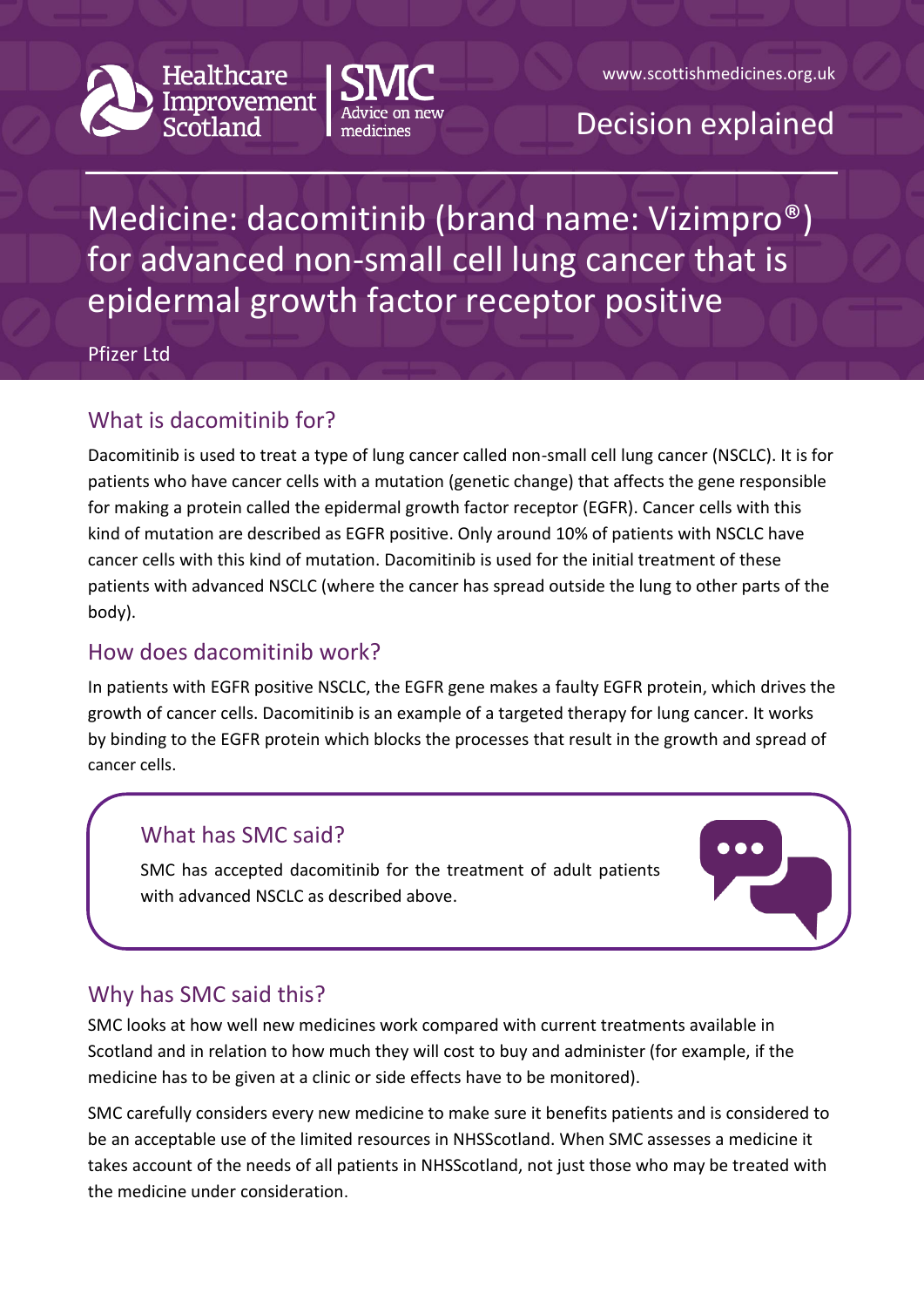Healthcare Improvement Scotland | SMC Advice on new medicines

www.scottishmedicines.org.uk

Decision explained

# Medicine: dacomitinib (brand name: Vizimpro®) for advanced non-small cell lung cancer that is epidermal growth factor receptor positive

Pfizer Ltd

## What is dacomitinib for?

Dacomitinib is used to treat a type of lung cancer called non-small cell lung cancer (NSCLC). It is for patients who have cancer cells with a mutation (genetic change) that affects the gene responsible for making a protein called the epidermal growth factor receptor (EGFR). Cancer cells with this kind of mutation are described as EGFR positive. Only around 10% of patients with NSCLC have cancer cells with this kind of mutation. Dacomitinib is used for the initial treatment of these patients with advanced NSCLC (where the cancer has spread outside the lung to other parts of the body).

## How does dacomitinib work?

In patients with EGFR positive NSCLC, the EGFR gene makes a faulty EGFR protein, which drives the growth of cancer cells. Dacomitinib is an example of a targeted therapy for lung cancer. It works by binding to the EGFR protein which blocks the processes that result in the growth and spread of cancer cells.

## What has SMC said?

SMC has accepted dacomitinib for the treatment of adult patients with advanced NSCLC as described above.

## Why has SMC said this?

SMC looks at how well new medicines work compared with current treatments available in Scotland and in relation to how much they will cost to buy and administer (for example, if the medicine has to be given at a clinic or side effects have to be monitored).

SMC carefully considers every new medicine to make sure it benefits patients and is considered to be an acceptable use of the limited resources in NHSScotland. When SMC assesses a medicine it takes account of the needs of all patients in NHSScotland, not just those who may be treated with the medicine under consideration.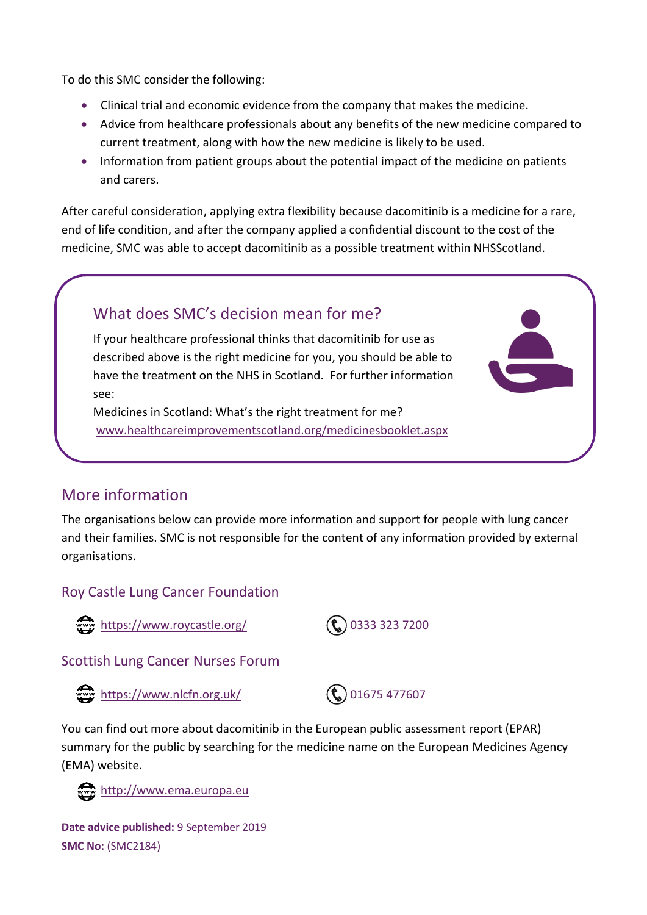To do this SMC consider the following:

- Clinical trial and economic evidence from the company that makes the medicine.
- Advice from healthcare professionals about any benefits of the new medicine compared to current treatment, along with how the new medicine is likely to be used.
- Information from patient groups about the potential impact of the medicine on patients and carers.

After careful consideration, applying extra flexibility because dacomitinib is a medicine for a rare, end of life condition, and after the company applied a confidential discount to the cost of the medicine, SMC was able to accept dacomitinib as a possible treatment within NHSScotland.

## What does SMC's decision mean for me?

If your healthcare professional thinks that dacomitinib for use as described above is the right medicine for you, you should be able to have the treatment on the NHS in Scotland. For further information see:

Medicines in Scotland: What's the right treatment for me?
www.healthcareimprovementscotland.org/medicinesbooklet.aspx

## More information

The organisations below can provide more information and support for people with lung cancer and their families. SMC is not responsible for the content of any information provided by external organisations.

### Roy Castle Lung Cancer Foundation

https://www.roycastle.org/ 0333 323 7200

### Scottish Lung Cancer Nurses Forum

https://www.nlcfn.org.uk/ 01675 477607

You can find out more about dacomitinib in the European public assessment report (EPAR) summary for the public by searching for the medicine name on the European Medicines Agency (EMA) website.

http://www.ema.europa.eu

**Date advice published:** 9 September 2019
**SMC No:** (SMC2184)